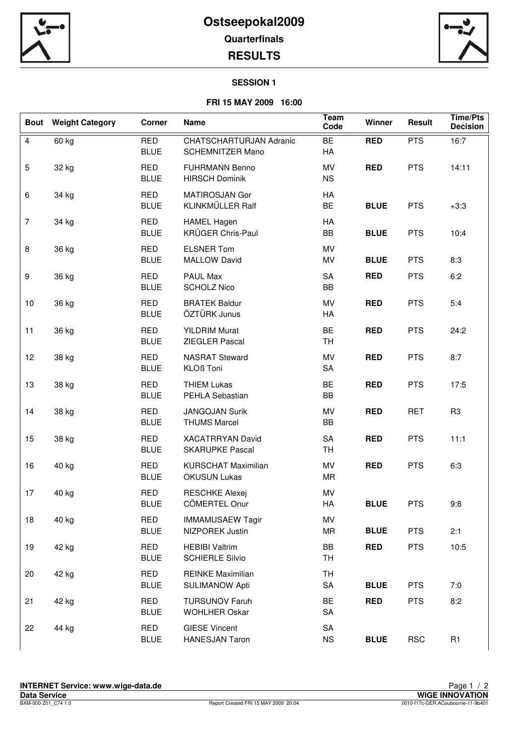# Ostseepokal2009

**Quarterfinals**

## RESULTS

**SESSION 1**

**FRI 15 MAY 2009 16:00**

| Bout | Weight Category | Corner | Name | Team Code | Winner | Result | Time/Pts Decision |
|---|---|---|---|---|---|---|---|
| 4 | 60 kg | RED<br>BLUE | CHATSCHARTURJAN Adranic<br>SCHEMNITZER Mano | BE<br>HA | **RED** | PTS | 16:7 |
| 5 | 32 kg | RED<br>BLUE | FUHRMANN Benno<br>HIRSCH Dominik | MV<br>NS | **RED** | PTS | 14:11 |
| 6 | 34 kg | RED<br>BLUE | MATIROSJAN Gor<br>KLINKMÜLLER Ralf | HA<br>BE | **BLUE** | PTS | +3:3 |
| 7 | 34 kg | RED<br>BLUE | HAMEL Hagen<br>KRÜGER Chris-Paul | HA<br>BB | **BLUE** | PTS | 10:4 |
| 8 | 36 kg | RED<br>BLUE | ELSNER Tom<br>MALLOW David | MV<br>MV | **BLUE** | PTS | 8:3 |
| 9 | 36 kg | RED<br>BLUE | PAUL Max<br>SCHOLZ Nico | SA<br>BB | **RED** | PTS | 6:2 |
| 10 | 36 kg | RED<br>BLUE | BRATEK Baldur<br>ÖZTÜRK Junus | MV<br>HA | **RED** | PTS | 5:4 |
| 11 | 36 kg | RED<br>BLUE | YILDRIM Murat<br>ZIEGLER Pascal | BE<br>TH | **RED** | PTS | 24:2 |
| 12 | 38 kg | RED<br>BLUE | NASRAT Steward<br>KLOß Toni | MV<br>SA | **RED** | PTS | 8:7 |
| 13 | 38 kg | RED<br>BLUE | THIEM Lukas<br>PEHLA Sebastian | BE<br>BB | **RED** | PTS | 17:5 |
| 14 | 38 kg | RED<br>BLUE | JANGOJAN Surik<br>THUMS Marcel | MV<br>BB | **RED** | RET | R3 |
| 15 | 38 kg | RED<br>BLUE | XACATRRYAN David<br>SKARUPKE Pascal | SA<br>TH | **RED** | PTS | 11:1 |
| 16 | 40 kg | RED<br>BLUE | KURSCHAT Maximilian<br>OKUSUN Lukas | MV<br>MR | **RED** | PTS | 6:3 |
| 17 | 40 kg | RED<br>BLUE | RESCHKE Alexej<br>CÖMERTEL Onur | MV<br>HA | **BLUE** | PTS | 9:8 |
| 18 | 40 kg | RED<br>BLUE | IMMAMUSAEW Tagir<br>NIZPOREK Justin | MV<br>MR | **BLUE** | PTS | 2:1 |
| 19 | 42 kg | RED<br>BLUE | HEBIBI Valtrim<br>SCHIERLE Silvio | BB<br>TH | **RED** | PTS | 10:5 |
| 20 | 42 kg | RED<br>BLUE | REINKE Maximilian<br>SULIMANOW Apti | TH<br>SA | **BLUE** | PTS | 7:0 |
| 21 | 42 kg | RED<br>BLUE | TURSUNOV Faruh<br>WOHLHER Oskar | BE<br>SA | **RED** | PTS | 8:2 |
| 22 | 44 kg | RED<br>BLUE | GIESE Vincent<br>HANESJAN Taron | SA<br>NS | **BLUE** | RSC | R1 |

**INTERNET Service: www.wige-data.de**

**Data Service** — **WIGE INNOVATION**

BXM-000-Z01_C74 1.0 — Report Created FRI 15 MAY 2009 20:04 — 0010-f17c-GER.ACoubourne-11-9b401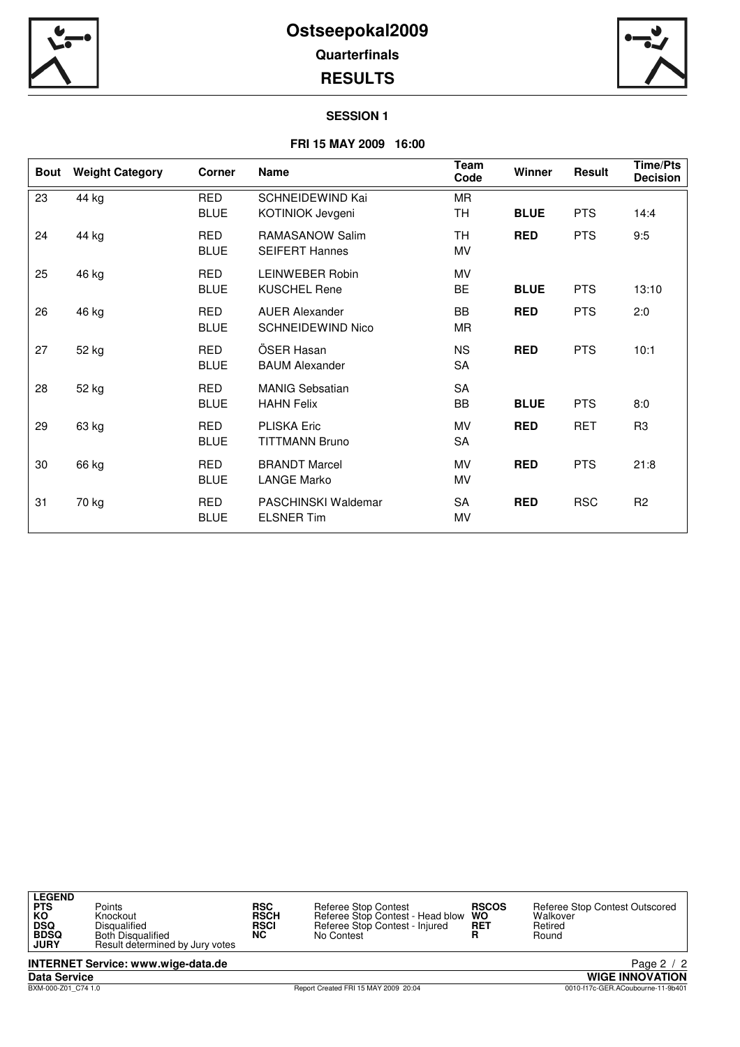# Ostseepokal2009

## Quarterfinals

## RESULTS

### SESSION 1

**FRI 15 MAY 2009 16:00**

| Bout | Weight Category | Corner | Name | Team Code | Winner | Result | Time/Pts Decision |
|---|---|---|---|---|---|---|---|
| 23 | 44 kg | RED | SCHNEIDEWIND Kai | MR | | | |
| | | BLUE | KOTINIOK Jevgeni | TH | **BLUE** | PTS | 14:4 |
| 24 | 44 kg | RED | RAMASANOW Salim | TH | **RED** | PTS | 9:5 |
| | | BLUE | SEIFERT Hannes | MV | | | |
| 25 | 46 kg | RED | LEINWEBER Robin | MV | | | |
| | | BLUE | KUSCHEL Rene | BE | **BLUE** | PTS | 13:10 |
| 26 | 46 kg | RED | AUER Alexander | BB | **RED** | PTS | 2:0 |
| | | BLUE | SCHNEIDEWIND Nico | MR | | | |
| 27 | 52 kg | RED | ÖSER Hasan | NS | **RED** | PTS | 10:1 |
| | | BLUE | BAUM Alexander | SA | | | |
| 28 | 52 kg | RED | MANIG Sebsatian | SA | | | |
| | | BLUE | HAHN Felix | BB | **BLUE** | PTS | 8:0 |
| 29 | 63 kg | RED | PLISKA Eric | MV | **RED** | RET | R3 |
| | | BLUE | TITTMANN Bruno | SA | | | |
| 30 | 66 kg | RED | BRANDT Marcel | MV | **RED** | PTS | 21:8 |
| | | BLUE | LANGE Marko | MV | | | |
| 31 | 70 kg | RED | PASCHINSKI Waldemar | SA | **RED** | RSC | R2 |
| | | BLUE | ELSNER Tim | MV | | | |

**LEGEND**

| | | | | | |
|---|---|---|---|---|---|
| PTS | Points | RSC | Referee Stop Contest | RSCOS | Referee Stop Contest Outscored |
| KO | Knockout | RSCH | Referee Stop Contest - Head blow | WO | Walkover |
| DSQ | Disqualified | RSCI | Referee Stop Contest - Injured | RET | Retired |
| BDSQ | Both Disqualified | NC | No Contest | R | Round |
| JURY | Result determined by Jury votes | | | | |

**INTERNET Service: www.wige-data.de**

**Data Service** — **WIGE INNOVATION**

BXM-000-Z01_C74 1.0 — Report Created FRI 15 MAY 2009 20:04 — 0010-f17c-GER.ACoubourne-11-9b401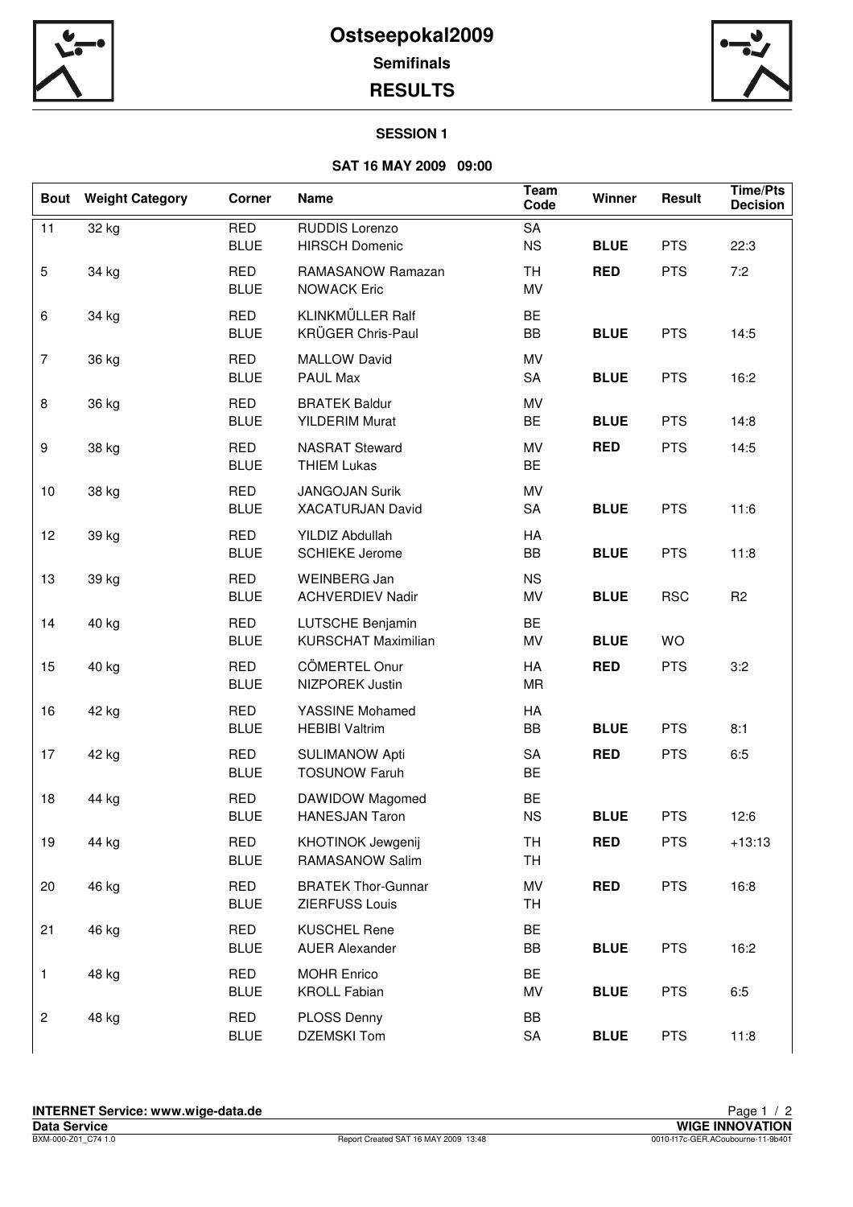# Ostseepokal2009

## Semifinals

## RESULTS

### SESSION 1

### SAT 16 MAY 2009 09:00

| Bout | Weight Category | Corner | Name | Team Code | Winner | Result | Time/Pts Decision |
|---|---|---|---|---|---|---|---|
| 11 | 32 kg | RED | RUDDIS Lorenzo | SA | | | |
| | | BLUE | HIRSCH Domenic | NS | **BLUE** | PTS | 22:3 |
| 5 | 34 kg | RED | RAMASANOW Ramazan | TH | **RED** | PTS | 7:2 |
| | | BLUE | NOWACK Eric | MV | | | |
| 6 | 34 kg | RED | KLINKMÜLLER Ralf | BE | | | |
| | | BLUE | KRÜGER Chris-Paul | BB | **BLUE** | PTS | 14:5 |
| 7 | 36 kg | RED | MALLOW David | MV | | | |
| | | BLUE | PAUL Max | SA | **BLUE** | PTS | 16:2 |
| 8 | 36 kg | RED | BRATEK Baldur | MV | | | |
| | | BLUE | YILDERIM Murat | BE | **BLUE** | PTS | 14:8 |
| 9 | 38 kg | RED | NASRAT Steward | MV | **RED** | PTS | 14:5 |
| | | BLUE | THIEM Lukas | BE | | | |
| 10 | 38 kg | RED | JANGOJAN Surik | MV | | | |
| | | BLUE | XACATURJAN David | SA | **BLUE** | PTS | 11:6 |
| 12 | 39 kg | RED | YILDIZ Abdullah | HA | | | |
| | | BLUE | SCHIEKE Jerome | BB | **BLUE** | PTS | 11:8 |
| 13 | 39 kg | RED | WEINBERG Jan | NS | | | |
| | | BLUE | ACHVERDIEV Nadir | MV | **BLUE** | RSC | R2 |
| 14 | 40 kg | RED | LUTSCHE Benjamin | BE | | | |
| | | BLUE | KURSCHAT Maximilian | MV | **BLUE** | WO | |
| 15 | 40 kg | RED | CÖMERTEL Onur | HA | **RED** | PTS | 3:2 |
| | | BLUE | NIZPOREK Justin | MR | | | |
| 16 | 42 kg | RED | YASSINE Mohamed | HA | | | |
| | | BLUE | HEBIBI Valtrim | BB | **BLUE** | PTS | 8:1 |
| 17 | 42 kg | RED | SULIMANOW Apti | SA | **RED** | PTS | 6:5 |
| | | BLUE | TOSUNOW Faruh | BE | | | |
| 18 | 44 kg | RED | DAWIDOW Magomed | BE | | | |
| | | BLUE | HANESJAN Taron | NS | **BLUE** | PTS | 12:6 |
| 19 | 44 kg | RED | KHOTINOK Jewgenij | TH | **RED** | PTS | +13:13 |
| | | BLUE | RAMASANOW Salim | TH | | | |
| 20 | 46 kg | RED | BRATEK Thor-Gunnar | MV | **RED** | PTS | 16:8 |
| | | BLUE | ZIERFUSS Louis | TH | | | |
| 21 | 46 kg | RED | KUSCHEL Rene | BE | | | |
| | | BLUE | AUER Alexander | BB | **BLUE** | PTS | 16:2 |
| 1 | 48 kg | RED | MOHR Enrico | BE | | | |
| | | BLUE | KROLL Fabian | MV | **BLUE** | PTS | 6:5 |
| 2 | 48 kg | RED | PLOSS Denny | BB | | | |
| | | BLUE | DZEMSKI Tom | SA | **BLUE** | PTS | 11:8 |

**INTERNET Service: www.wige-data.de**

**Data Service** | **WIGE INNOVATION**

BXM-000-Z01_C74 1.0 | Report Created SAT 16 MAY 2009 13:48 | 0010-f17c-GER.ACoubourne-11-9b401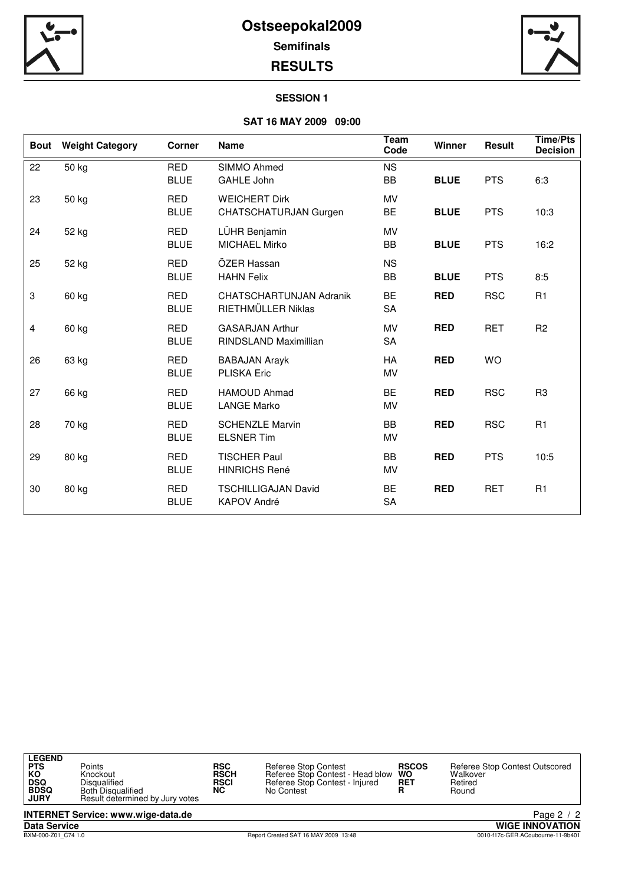# Ostseepokal2009

## Semifinals

## RESULTS

### SESSION 1

### SAT 16 MAY 2009 09:00

| Bout | Weight Category | Corner | Name | Team Code | Winner | Result | Time/Pts Decision |
|---|---|---|---|---|---|---|---|
| 22 | 50 kg | RED | SIMMO Ahmed | NS | | | |
| | | BLUE | GAHLE John | BB | **BLUE** | PTS | 6:3 |
| 23 | 50 kg | RED | WEICHERT Dirk | MV | | | |
| | | BLUE | CHATSCHATURJAN Gurgen | BE | **BLUE** | PTS | 10:3 |
| 24 | 52 kg | RED | LÜHR Benjamin | MV | | | |
| | | BLUE | MICHAEL Mirko | BB | **BLUE** | PTS | 16:2 |
| 25 | 52 kg | RED | ÖZER Hassan | NS | | | |
| | | BLUE | HAHN Felix | BB | **BLUE** | PTS | 8:5 |
| 3 | 60 kg | RED | CHATSCHARTUNJAN Adranik | BE | **RED** | RSC | R1 |
| | | BLUE | RIETHMÜLLER Niklas | SA | | | |
| 4 | 60 kg | RED | GASARJAN Arthur | MV | **RED** | RET | R2 |
| | | BLUE | RINDSLAND Maximillian | SA | | | |
| 26 | 63 kg | RED | BABAJAN Arayk | HA | **RED** | WO | |
| | | BLUE | PLISKA Eric | MV | | | |
| 27 | 66 kg | RED | HAMOUD Ahmad | BE | **RED** | RSC | R3 |
| | | BLUE | LANGE Marko | MV | | | |
| 28 | 70 kg | RED | SCHENZLE Marvin | BB | **RED** | RSC | R1 |
| | | BLUE | ELSNER Tim | MV | | | |
| 29 | 80 kg | RED | TISCHER Paul | BB | **RED** | PTS | 10:5 |
| | | BLUE | HINRICHS René | MV | | | |
| 30 | 80 kg | RED | TSCHILLIGAJAN David | BE | **RED** | RET | R1 |
| | | BLUE | KAPOV André | SA | | | |

| LEGEND | | | | | | | |
|---|---|---|---|---|---|---|---|
| PTS | Points | RSC | Referee Stop Contest | RSCOS | Referee Stop Contest Outscored | | |
| KO | Knockout | RSCH | Referee Stop Contest - Head blow | WO | Walkover | | |
| DSQ | Disqualified | RSCI | Referee Stop Contest - Injured | RET | Retired | | |
| BDSQ | Both Disqualified | NC | No Contest | R | Round | | |
| JURY | Result determined by Jury votes | | | | | | |

**INTERNET Service: www.wige-data.de**

**Data Service** — **WIGE INNOVATION**

BXM-000-Z01_C74 1.0 — Report Created SAT 16 MAY 2009 13:48 — 0010-f17c-GER.ACoubourne-11-9b401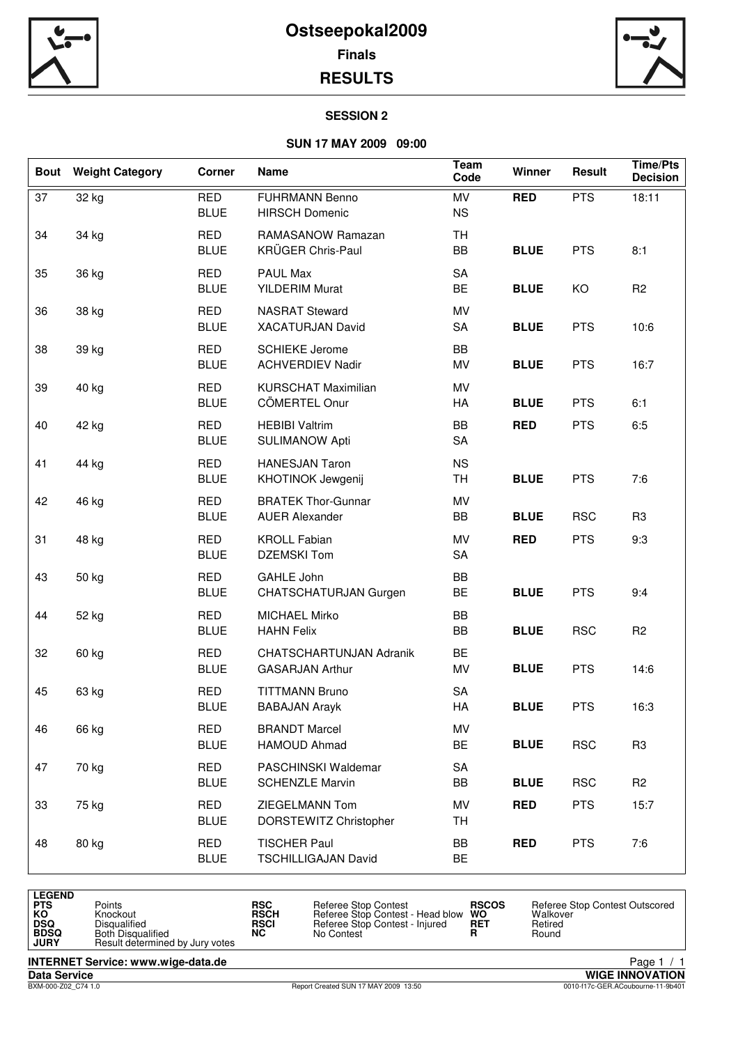# Ostseepokal2009

**Finals**

## RESULTS

### SESSION 2

**SUN 17 MAY 2009 09:00**

| Bout | Weight Category | Corner | Name | Team Code | Winner | Result | Time/Pts Decision |
|---|---|---|---|---|---|---|---|
| 37 | 32 kg | RED | FUHRMANN Benno | MV | **RED** | PTS | 18:11 |
| | | BLUE | HIRSCH Domenic | NS | | | |
| 34 | 34 kg | RED | RAMASANOW Ramazan | TH | | | |
| | | BLUE | KRÜGER Chris-Paul | BB | **BLUE** | PTS | 8:1 |
| 35 | 36 kg | RED | PAUL Max | SA | | | |
| | | BLUE | YILDERIM Murat | BE | **BLUE** | KO | R2 |
| 36 | 38 kg | RED | NASRAT Steward | MV | | | |
| | | BLUE | XACATURJAN David | SA | **BLUE** | PTS | 10:6 |
| 38 | 39 kg | RED | SCHIEKE Jerome | BB | | | |
| | | BLUE | ACHVERDIEV Nadir | MV | **BLUE** | PTS | 16:7 |
| 39 | 40 kg | RED | KURSCHAT Maximilian | MV | | | |
| | | BLUE | CÖMERTEL Onur | HA | **BLUE** | PTS | 6:1 |
| 40 | 42 kg | RED | HEBIBI Valtrim | BB | **RED** | PTS | 6:5 |
| | | BLUE | SULIMANOW Apti | SA | | | |
| 41 | 44 kg | RED | HANESJAN Taron | NS | | | |
| | | BLUE | KHOTINOK Jewgenij | TH | **BLUE** | PTS | 7:6 |
| 42 | 46 kg | RED | BRATEK Thor-Gunnar | MV | | | |
| | | BLUE | AUER Alexander | BB | **BLUE** | RSC | R3 |
| 31 | 48 kg | RED | KROLL Fabian | MV | **RED** | PTS | 9:3 |
| | | BLUE | DZEMSKI Tom | SA | | | |
| 43 | 50 kg | RED | GAHLE John | BB | | | |
| | | BLUE | CHATSCHATURJAN Gurgen | BE | **BLUE** | PTS | 9:4 |
| 44 | 52 kg | RED | MICHAEL Mirko | BB | | | |
| | | BLUE | HAHN Felix | BB | **BLUE** | RSC | R2 |
| 32 | 60 kg | RED | CHATSCHARTUNJAN Adranik | BE | | | |
| | | BLUE | GASARJAN Arthur | MV | **BLUE** | PTS | 14:6 |
| 45 | 63 kg | RED | TITTMANN Bruno | SA | | | |
| | | BLUE | BABAJAN Arayk | HA | **BLUE** | PTS | 16:3 |
| 46 | 66 kg | RED | BRANDT Marcel | MV | | | |
| | | BLUE | HAMOUD Ahmad | BE | **BLUE** | RSC | R3 |
| 47 | 70 kg | RED | PASCHINSKI Waldemar | SA | | | |
| | | BLUE | SCHENZLE Marvin | BB | **BLUE** | RSC | R2 |
| 33 | 75 kg | RED | ZIEGELMANN Tom | MV | **RED** | PTS | 15:7 |
| | | BLUE | DORSTEWITZ Christopher | TH | | | |
| 48 | 80 kg | RED | TISCHER Paul | BB | **RED** | PTS | 7:6 |
| | | BLUE | TSCHILLIGAJAN David | BE | | | |

**LEGEND**

| | | | | | |
|---|---|---|---|---|---|
| **PTS** | Points | **RSC** | Referee Stop Contest | **RSCOS** | Referee Stop Contest Outscored |
| **KO** | Knockout | **RSCH** | Referee Stop Contest - Head blow | **WO** | Walkover |
| **DSQ** | Disqualified | **RSCI** | Referee Stop Contest - Injured | **RET** | Retired |
| **BDSQ** | Both Disqualified | **NC** | No Contest | **R** | Round |
| **JURY** | Result determined by Jury votes | | | | |

**INTERNET Service: www.wige-data.de**

**Data Service** — **WIGE INNOVATION**

BXM-000-Z02_C74 1.0 — Report Created SUN 17 MAY 2009 13:50 — 0010-f17c-GER.ACoubourne-11-9b401